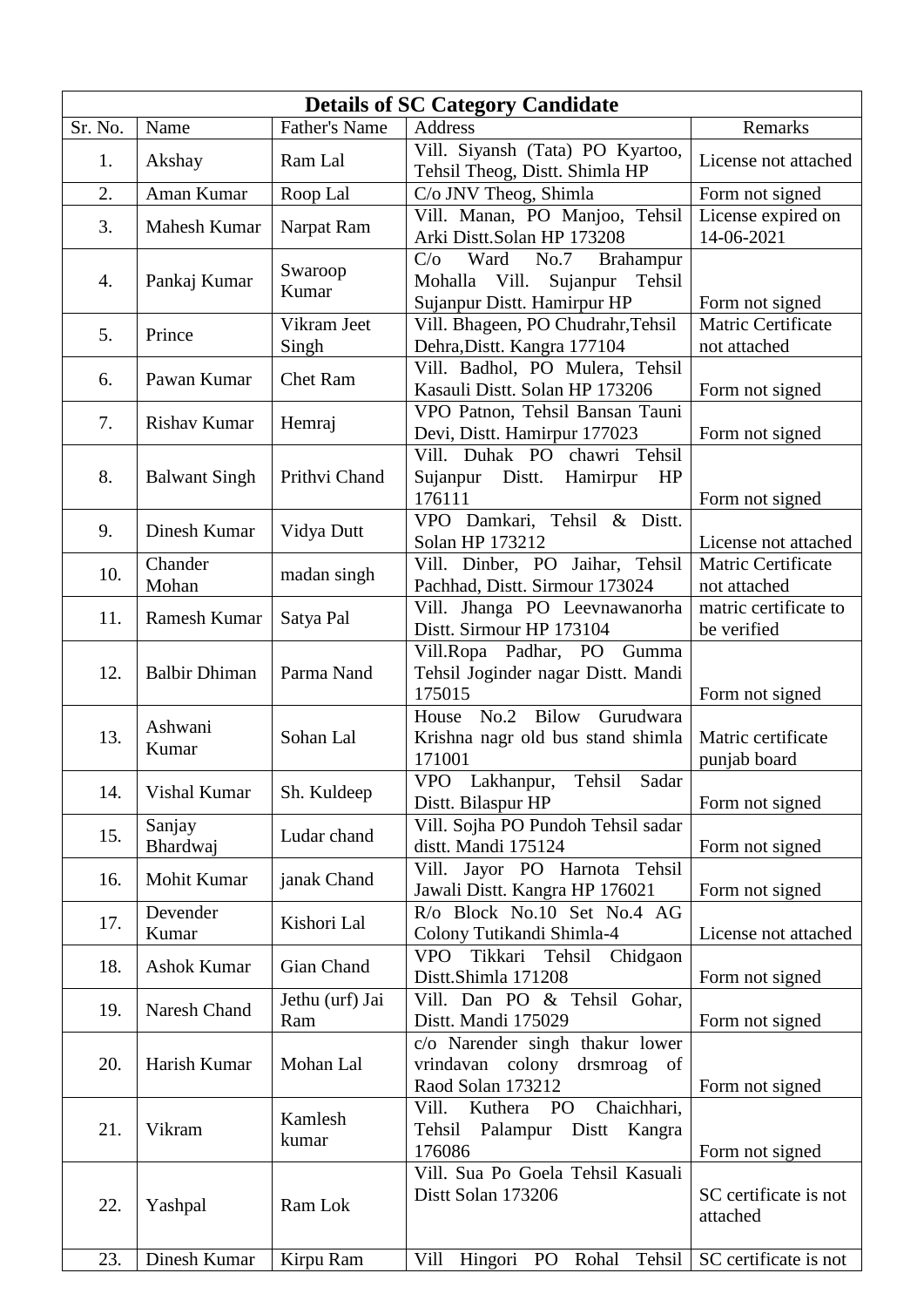| Details of SC Category Candidate | | | | |
|---|---|---|---|---|
| Sr. No. | Name | Father's Name | Address | Remarks |
| 1. | Akshay | Ram Lal | Vill. Siyansh (Tata) PO Kyartoo, Tehsil Theog, Distt. Shimla HP | License not attached |
| 2. | Aman Kumar | Roop Lal | C/o JNV Theog, Shimla | Form not signed |
| 3. | Mahesh Kumar | Narpat Ram | Vill. Manan, PO Manjoo, Tehsil Arki Distt.Solan HP 173208 | License expired on 14-06-2021 |
| 4. | Pankaj Kumar | Swaroop Kumar | C/o Ward No.7 Brahampur Mohalla Vill. Sujanpur Tehsil Sujanpur Distt. Hamirpur HP | Form not signed |
| 5. | Prince | Vikram Jeet Singh | Vill. Bhageen, PO Chudrahr,Tehsil Dehra,Distt. Kangra 177104 | Matric Certificate not attached |
| 6. | Pawan Kumar | Chet Ram | Vill. Badhol, PO Mulera, Tehsil Kasauli Distt. Solan HP 173206 | Form not signed |
| 7. | Rishav Kumar | Hemraj | VPO Patnon, Tehsil Bansan Tauni Devi, Distt. Hamirpur 177023 | Form not signed |
| 8. | Balwant Singh | Prithvi Chand | Vill. Duhak PO chawri Tehsil Sujanpur Distt. Hamirpur HP 176111 | Form not signed |
| 9. | Dinesh Kumar | Vidya Dutt | VPO Damkari, Tehsil & Distt. Solan HP 173212 | License not attached |
| 10. | Chander Mohan | madan singh | Vill. Dinber, PO Jaihar, Tehsil Pachhad, Distt. Sirmour 173024 | Matric Certificate not attached |
| 11. | Ramesh Kumar | Satya Pal | Vill. Jhanga PO Leevnawanorha Distt. Sirmour HP 173104 | matric certificate to be verified |
| 12. | Balbir Dhiman | Parma Nand | Vill.Ropa Padhar, PO Gumma Tehsil Joginder nagar Distt. Mandi 175015 | Form not signed |
| 13. | Ashwani Kumar | Sohan Lal | House No.2 Bilow Gurudwara Krishna nagr old bus stand shimla 171001 | Matric certificate punjab board |
| 14. | Vishal Kumar | Sh. Kuldeep | VPO Lakhanpur, Tehsil Sadar Distt. Bilaspur HP | Form not signed |
| 15. | Sanjay Bhardwaj | Ludar chand | Vill. Sojha PO Pundoh Tehsil sadar distt. Mandi 175124 | Form not signed |
| 16. | Mohit Kumar | janak Chand | Vill. Jayor PO Harnota Tehsil Jawali Distt. Kangra HP 176021 | Form not signed |
| 17. | Devender Kumar | Kishori Lal | R/o Block No.10 Set No.4 AG Colony Tutikandi Shimla-4 | License not attached |
| 18. | Ashok Kumar | Gian Chand | VPO Tikkari Tehsil Chidgaon Distt.Shimla 171208 | Form not signed |
| 19. | Naresh Chand | Jethu (urf) Jai Ram | Vill. Dan PO & Tehsil Gohar, Distt. Mandi 175029 | Form not signed |
| 20. | Harish Kumar | Mohan Lal | c/o Narender singh thakur lower vrindavan colony drsmroag of Raod Solan 173212 | Form not signed |
| 21. | Vikram | Kamlesh kumar | Vill. Kuthera PO Chaichhari, Tehsil Palampur Distt Kangra 176086 | Form not signed |
| 22. | Yashpal | Ram Lok | Vill. Sua Po Goela Tehsil Kasuali Distt Solan 173206 | SC certificate is not attached |
| 23. | Dinesh Kumar | Kirpu Ram | Vill Hingori PO Rohal Tehsil | SC certificate is not |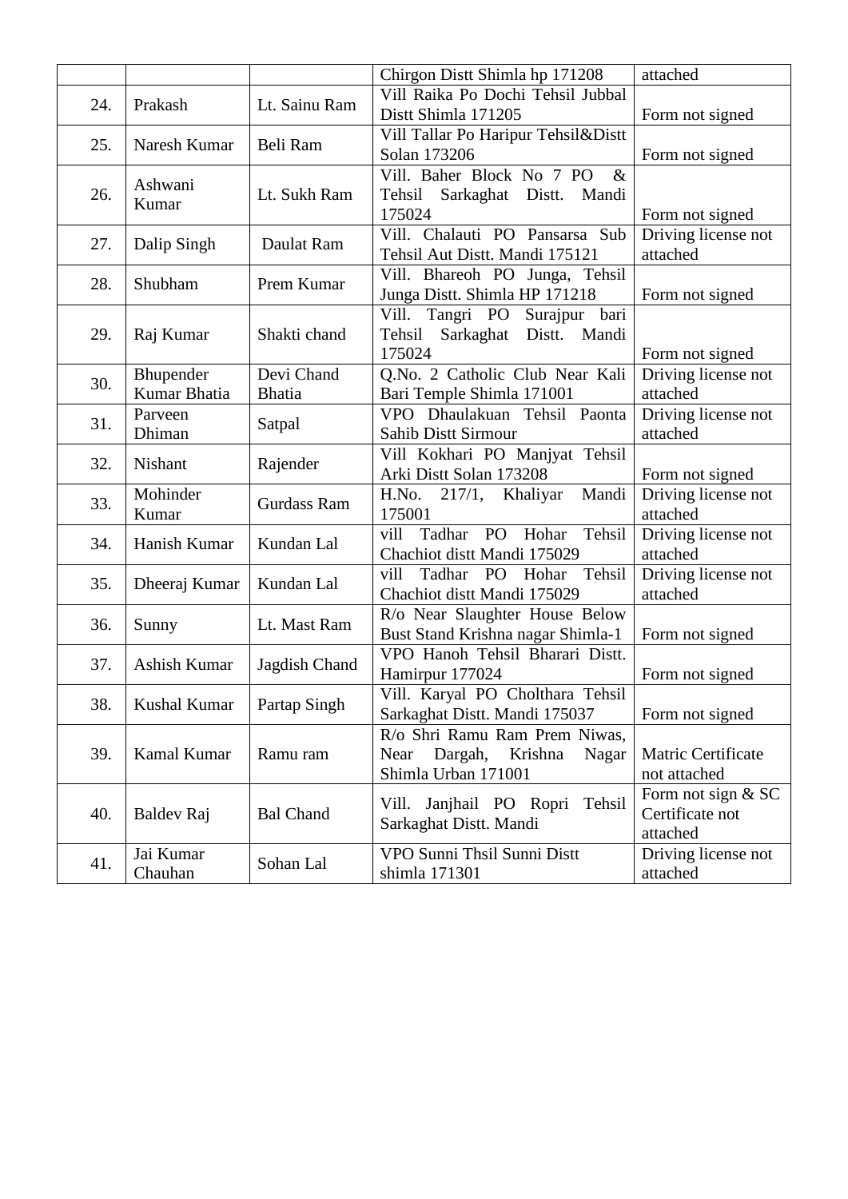| | | | | |
|---|---|---|---|---|
| | | | Chirgon Distt Shimla hp 171208 | attached |
| 24. | Prakash | Lt. Sainu Ram | Vill Raika Po Dochi Tehsil Jubbal Distt Shimla 171205 | Form not signed |
| 25. | Naresh Kumar | Beli Ram | Vill Tallar Po Haripur Tehsil&Distt Solan 173206 | Form not signed |
| 26. | Ashwani Kumar | Lt. Sukh Ram | Vill. Baher Block No 7 PO & Tehsil Sarkaghat Distt. Mandi 175024 | Form not signed |
| 27. | Dalip Singh | Daulat Ram | Vill. Chalauti PO Pansarsa Sub Tehsil Aut Distt. Mandi 175121 | Driving license not attached |
| 28. | Shubham | Prem Kumar | Vill. Bhareoh PO Junga, Tehsil Junga Distt. Shimla HP 171218 | Form not signed |
| 29. | Raj Kumar | Shakti chand | Vill. Tangri PO Surajpur bari Tehsil Sarkaghat Distt. Mandi 175024 | Form not signed |
| 30. | Bhupender Kumar Bhatia | Devi Chand Bhatia | Q.No. 2 Catholic Club Near Kali Bari Temple Shimla 171001 | Driving license not attached |
| 31. | Parveen Dhiman | Satpal | VPO Dhaulakuan Tehsil Paonta Sahib Distt Sirmour | Driving license not attached |
| 32. | Nishant | Rajender | Vill Kokhari PO Manjyat Tehsil Arki Distt Solan 173208 | Form not signed |
| 33. | Mohinder Kumar | Gurdass Ram | H.No. 217/1, Khaliyar Mandi 175001 | Driving license not attached |
| 34. | Hanish Kumar | Kundan Lal | vill Tadhar PO Hohar Tehsil Chachiot distt Mandi 175029 | Driving license not attached |
| 35. | Dheeraj Kumar | Kundan Lal | vill Tadhar PO Hohar Tehsil Chachiot distt Mandi 175029 | Driving license not attached |
| 36. | Sunny | Lt. Mast Ram | R/o Near Slaughter House Below Bust Stand Krishna nagar Shimla-1 | Form not signed |
| 37. | Ashish Kumar | Jagdish Chand | VPO Hanoh Tehsil Bharari Distt. Hamirpur 177024 | Form not signed |
| 38. | Kushal Kumar | Partap Singh | Vill. Karyal PO Cholthara Tehsil Sarkaghat Distt. Mandi 175037 | Form not signed |
| 39. | Kamal Kumar | Ramu ram | R/o Shri Ramu Ram Prem Niwas, Near Dargah, Krishna Nagar Shimla Urban 171001 | Matric Certificate not attached |
| 40. | Baldev Raj | Bal Chand | Vill. Janjhail PO Ropri Tehsil Sarkaghat Distt. Mandi | Form not sign & SC Certificate not attached |
| 41. | Jai Kumar Chauhan | Sohan Lal | VPO Sunni Thsil Sunni Distt shimla 171301 | Driving license not attached |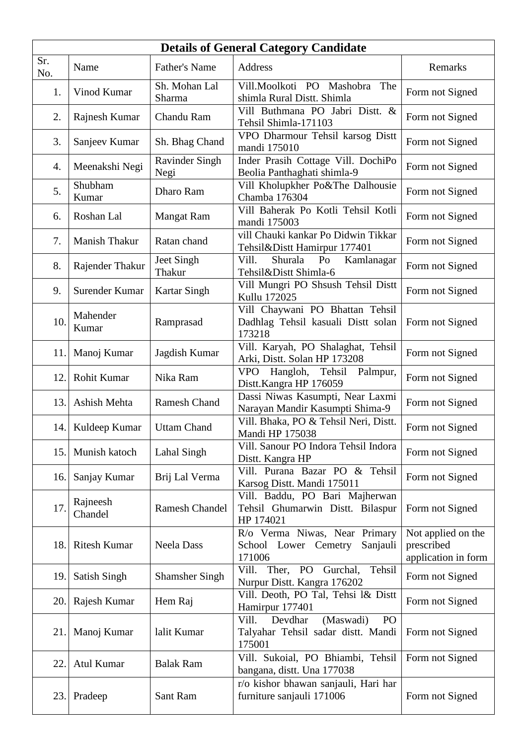| Details of General Category Candidate | | | | |
|---|---|---|---|---|
| Sr. No. | Name | Father's Name | Address | Remarks |
| 1. | Vinod Kumar | Sh. Mohan Lal Sharma | Vill.Moolkoti PO Mashobra The shimla Rural Distt. Shimla | Form not Signed |
| 2. | Rajnesh Kumar | Chandu Ram | Vill Buthmana PO Jabri Distt. & Tehsil Shimla-171103 | Form not Signed |
| 3. | Sanjeev Kumar | Sh. Bhag Chand | VPO Dharmour Tehsil karsog Distt mandi 175010 | Form not Signed |
| 4. | Meenakshi Negi | Ravinder Singh Negi | Inder Prasih Cottage Vill. DochiPo Beolia Panthaghati shimla-9 | Form not Signed |
| 5. | Shubham Kumar | Dharo Ram | Vill Kholupkher Po&The Dalhousie Chamba 176304 | Form not Signed |
| 6. | Roshan Lal | Mangat Ram | Vill Baherak Po Kotli Tehsil Kotli mandi 175003 | Form not Signed |
| 7. | Manish Thakur | Ratan chand | vill Chauki kankar Po Didwin Tikkar Tehsil&Distt Hamirpur 177401 | Form not Signed |
| 8. | Rajender Thakur | Jeet Singh Thakur | Vill. Shurala Po Kamlanagar Tehsil&Distt Shimla-6 | Form not Signed |
| 9. | Surender Kumar | Kartar Singh | Vill Mungri PO Shsush Tehsil Distt Kullu 172025 | Form not Signed |
| 10. | Mahender Kumar | Ramprasad | Vill Chaywani PO Bhattan Tehsil Dadhlag Tehsil kasuali Distt solan 173218 | Form not Signed |
| 11. | Manoj Kumar | Jagdish Kumar | Vill. Karyah, PO Shalaghat, Tehsil Arki, Distt. Solan HP 173208 | Form not Signed |
| 12. | Rohit Kumar | Nika Ram | VPO Hangloh, Tehsil Palmpur, Distt.Kangra HP 176059 | Form not Signed |
| 13. | Ashish Mehta | Ramesh Chand | Dassi Niwas Kasumpti, Near Laxmi Narayan Mandir Kasumpti Shima-9 | Form not Signed |
| 14. | Kuldeep Kumar | Uttam Chand | Vill. Bhaka, PO & Tehsil Neri, Distt. Mandi HP 175038 | Form not Signed |
| 15. | Munish katoch | Lahal Singh | Vill. Sanour PO Indora Tehsil Indora Distt. Kangra HP | Form not Signed |
| 16. | Sanjay Kumar | Brij Lal Verma | Vill. Purana Bazar PO & Tehsil Karsog Distt. Mandi 175011 | Form not Signed |
| 17. | Rajneesh Chandel | Ramesh Chandel | Vill. Baddu, PO Bari Majherwan Tehsil Ghumarwin Distt. Bilaspur HP 174021 | Form not Signed |
| 18. | Ritesh Kumar | Neela Dass | R/o Verma Niwas, Near Primary School Lower Cemetry Sanjauli 171006 | Not applied on the prescribed application in form |
| 19. | Satish Singh | Shamsher Singh | Vill. Ther, PO Gurchal, Tehsil Nurpur Distt. Kangra 176202 | Form not Signed |
| 20. | Rajesh Kumar | Hem Raj | Vill. Deoth, PO Tal, Tehsi l& Distt Hamirpur 177401 | Form not Signed |
| 21. | Manoj Kumar | lalit Kumar | Vill. Devdhar (Maswadi) PO Talyahar Tehsil sadar distt. Mandi 175001 | Form not Signed |
| 22. | Atul Kumar | Balak Ram | Vill. Sukoial, PO Bhiambi, Tehsil bangana, distt. Una 177038 | Form not Signed |
| 23. | Pradeep | Sant Ram | r/o kishor bhawan sanjauli, Hari har furniture sanjauli 171006 | Form not Signed |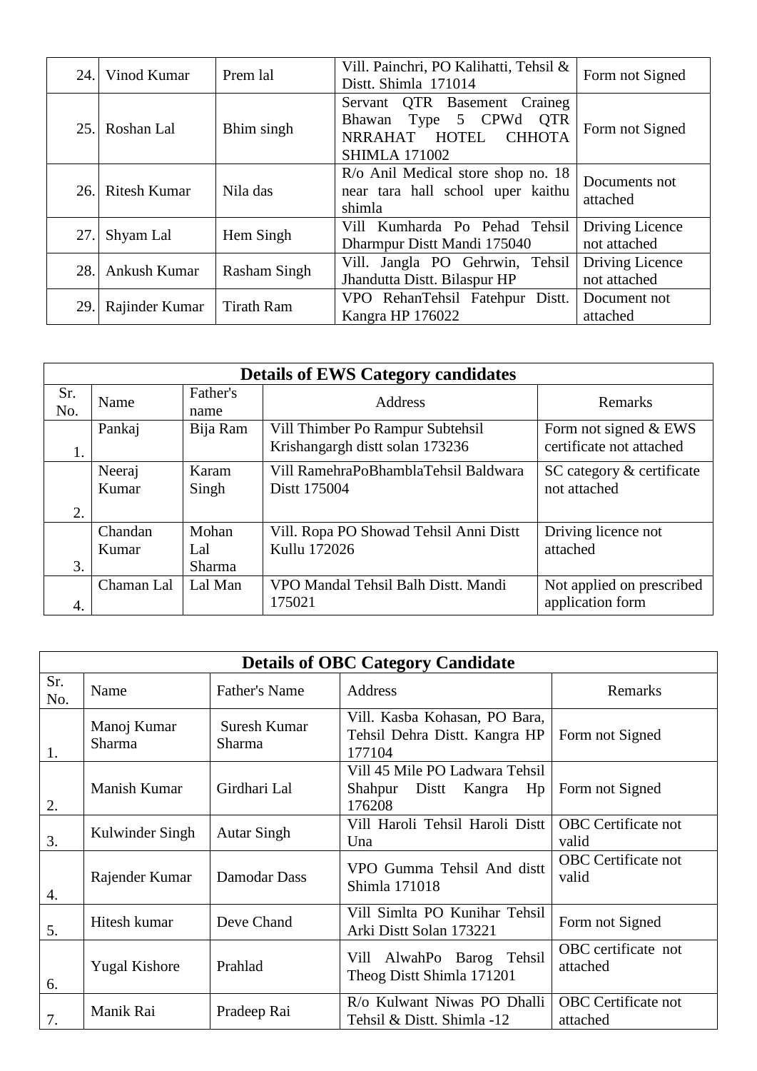| | | | | |
|---|---|---|---|---|
| 24. | Vinod Kumar | Prem lal | Vill. Painchri, PO Kalihatti, Tehsil & Distt. Shimla 171014 | Form not Signed |
| 25. | Roshan Lal | Bhim singh | Servant QTR Basement Craineg Bhawan Type 5 CPWd QTR NRRAHAT HOTEL CHHOTA SHIMLA 171002 | Form not Signed |
| 26. | Ritesh Kumar | Nila das | R/o Anil Medical store shop no. 18 near tara hall school uper kaithu shimla | Documents not attached |
| 27. | Shyam Lal | Hem Singh | Vill Kumharda Po Pehad Tehsil Dharmpur Distt Mandi 175040 | Driving Licence not attached |
| 28. | Ankush Kumar | Rasham Singh | Vill. Jangla PO Gehrwin, Tehsil Jhandutta Distt. Bilaspur HP | Driving Licence not attached |
| 29. | Rajinder Kumar | Tirath Ram | VPO RehanTehsil Fatehpur Distt. Kangra HP 176022 | Document not attached |

| **Details of EWS Category candidates** | | | | |
|---|---|---|---|---|
| Sr. No. | Name | Father's name | Address | Remarks |
| 1. | Pankaj | Bija Ram | Vill Thimber Po Rampur Subtehsil Krishangargh distt solan 173236 | Form not signed & EWS certificate not attached |
| 2. | Neeraj Kumar | Karam Singh | Vill RamehraPoBhamblaTehsil Baldwara Distt 175004 | SC category & certificate not attached |
| 3. | Chandan Kumar | Mohan Lal Sharma | Vill. Ropa PO Showad Tehsil Anni Distt Kullu 172026 | Driving licence not attached |
| 4. | Chaman Lal | Lal Man | VPO Mandal Tehsil Balh Distt. Mandi 175021 | Not applied on prescribed application form |

| **Details of OBC Category Candidate** | | | | |
|---|---|---|---|---|
| Sr. No. | Name | Father's Name | Address | Remarks |
| 1. | Manoj Kumar Sharma | Suresh Kumar Sharma | Vill. Kasba Kohasan, PO Bara, Tehsil Dehra Distt. Kangra HP 177104 | Form not Signed |
| 2. | Manish Kumar | Girdhari Lal | Vill 45 Mile PO Ladwara Tehsil Shahpur Distt Kangra Hp 176208 | Form not Signed |
| 3. | Kulwinder Singh | Autar Singh | Vill Haroli Tehsil Haroli Distt Una | OBC Certificate not valid |
| 4. | Rajender Kumar | Damodar Dass | VPO Gumma Tehsil And distt Shimla 171018 | OBC Certificate not valid |
| 5. | Hitesh kumar | Deve Chand | Vill Simlta PO Kunihar Tehsil Arki Distt Solan 173221 | Form not Signed |
| 6. | Yugal Kishore | Prahlad | Vill AlwahPo Barog Tehsil Theog Distt Shimla 171201 | OBC certificate not attached |
| 7. | Manik Rai | Pradeep Rai | R/o Kulwant Niwas PO Dhalli Tehsil & Distt. Shimla -12 | OBC Certificate not attached |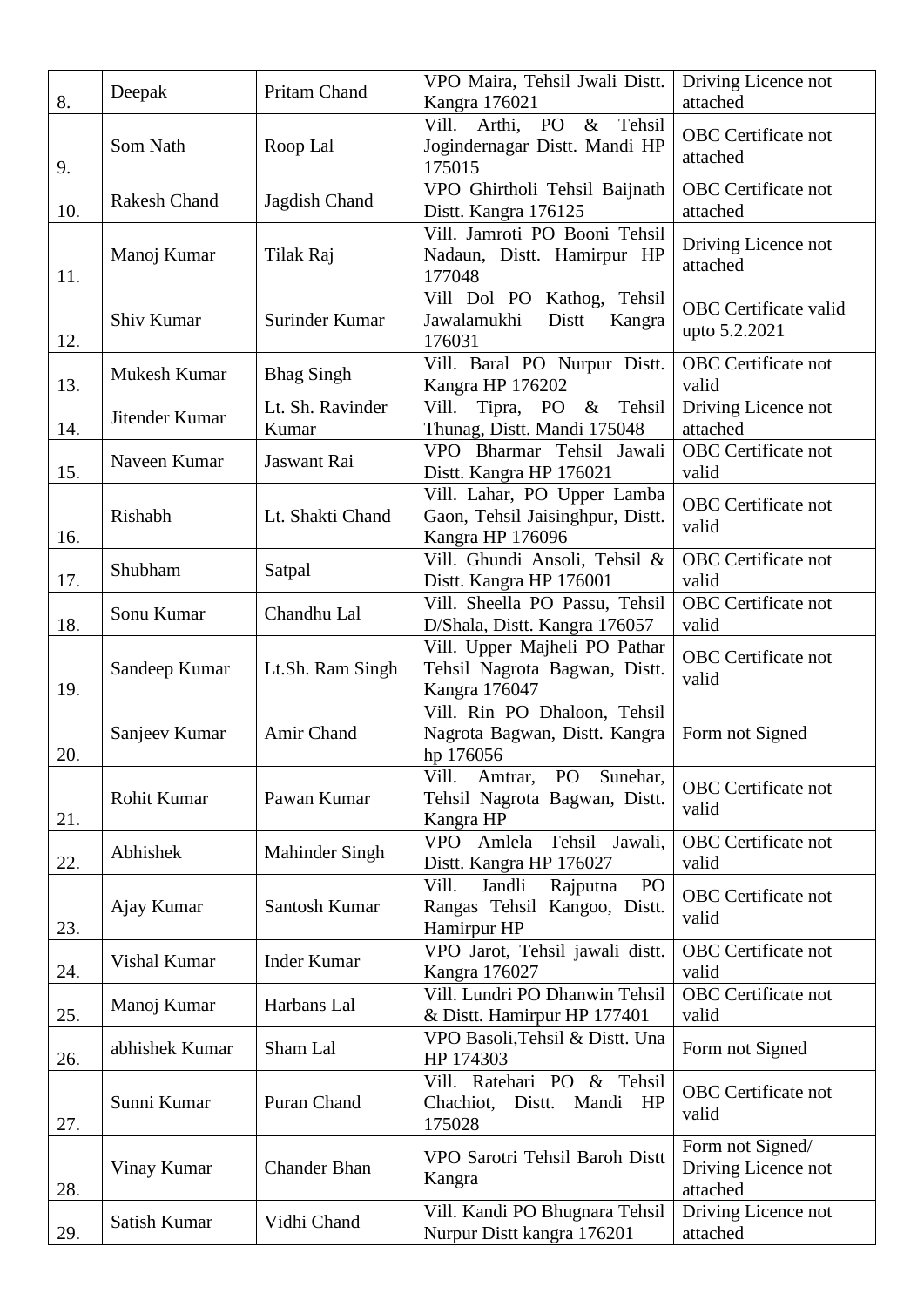| | | | | |
|---|---|---|---|---|
| 8. | Deepak | Pritam Chand | VPO Maira, Tehsil Jwali Distt. Kangra 176021 | Driving Licence not attached |
| 9. | Som Nath | Roop Lal | Vill. Arthi, PO & Tehsil Jogindernagar Distt. Mandi HP 175015 | OBC Certificate not attached |
| 10. | Rakesh Chand | Jagdish Chand | VPO Ghirtholi Tehsil Baijnath Distt. Kangra 176125 | OBC Certificate not attached |
| 11. | Manoj Kumar | Tilak Raj | Vill. Jamroti PO Booni Tehsil Nadaun, Distt. Hamirpur HP 177048 | Driving Licence not attached |
| 12. | Shiv Kumar | Surinder Kumar | Vill Dol PO Kathog, Tehsil Jawalamukhi Distt Kangra 176031 | OBC Certificate valid upto 5.2.2021 |
| 13. | Mukesh Kumar | Bhag Singh | Vill. Baral PO Nurpur Distt. Kangra HP 176202 | OBC Certificate not valid |
| 14. | Jitender Kumar | Lt. Sh. Ravinder Kumar | Vill. Tipra, PO & Tehsil Thunag, Distt. Mandi 175048 | Driving Licence not attached |
| 15. | Naveen Kumar | Jaswant Rai | VPO Bharmar Tehsil Jawali Distt. Kangra HP 176021 | OBC Certificate not valid |
| 16. | Rishabh | Lt. Shakti Chand | Vill. Lahar, PO Upper Lamba Gaon, Tehsil Jaisinghpur, Distt. Kangra HP 176096 | OBC Certificate not valid |
| 17. | Shubham | Satpal | Vill. Ghundi Ansoli, Tehsil & Distt. Kangra HP 176001 | OBC Certificate not valid |
| 18. | Sonu Kumar | Chandhu Lal | Vill. Sheella PO Passu, Tehsil D/Shala, Distt. Kangra 176057 | OBC Certificate not valid |
| 19. | Sandeep Kumar | Lt.Sh. Ram Singh | Vill. Upper Majheli PO Pathar Tehsil Nagrota Bagwan, Distt. Kangra 176047 | OBC Certificate not valid |
| 20. | Sanjeev Kumar | Amir Chand | Vill. Rin PO Dhaloon, Tehsil Nagrota Bagwan, Distt. Kangra hp 176056 | Form not Signed |
| 21. | Rohit Kumar | Pawan Kumar | Vill. Amtrar, PO Sunehar, Tehsil Nagrota Bagwan, Distt. Kangra HP | OBC Certificate not valid |
| 22. | Abhishek | Mahinder Singh | VPO Amlela Tehsil Jawali, Distt. Kangra HP 176027 | OBC Certificate not valid |
| 23. | Ajay Kumar | Santosh Kumar | Vill. Jandli Rajputna PO Rangas Tehsil Kangoo, Distt. Hamirpur HP | OBC Certificate not valid |
| 24. | Vishal Kumar | Inder Kumar | VPO Jarot, Tehsil jawali distt. Kangra 176027 | OBC Certificate not valid |
| 25. | Manoj Kumar | Harbans Lal | Vill. Lundri PO Dhanwin Tehsil & Distt. Hamirpur HP 177401 | OBC Certificate not valid |
| 26. | abhishek Kumar | Sham Lal | VPO Basoli,Tehsil & Distt. Una HP 174303 | Form not Signed |
| 27. | Sunni Kumar | Puran Chand | Vill. Ratehari PO & Tehsil Chachiot, Distt. Mandi HP 175028 | OBC Certificate not valid |
| 28. | Vinay Kumar | Chander Bhan | VPO Sarotri Tehsil Baroh Distt Kangra | Form not Signed/ Driving Licence not attached |
| 29. | Satish Kumar | Vidhi Chand | Vill. Kandi PO Bhugnara Tehsil Nurpur Distt kangra 176201 | Driving Licence not attached |